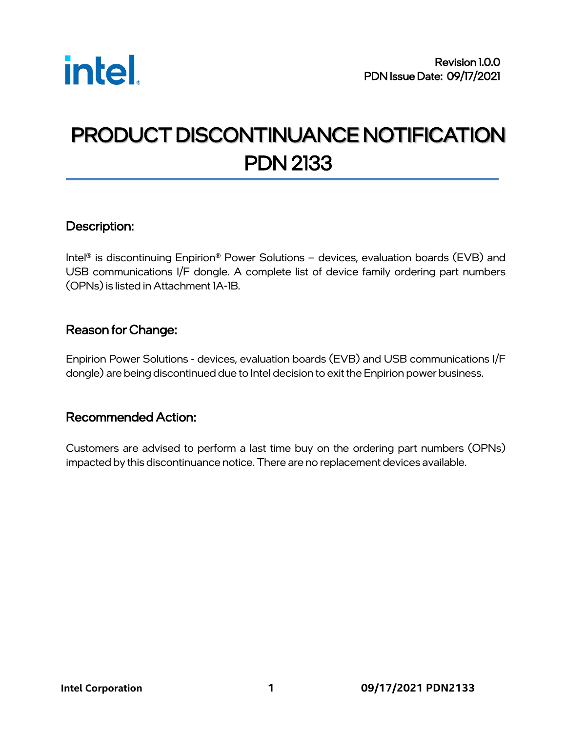Revision 1.0.0
PDN Issue Date: 09/17/2021

# PRODUCT DISCONTINUANCE NOTIFICATION PDN 2133

## Description:

Intel® is discontinuing Enpirion® Power Solutions – devices, evaluation boards (EVB) and USB communications I/F dongle. A complete list of device family ordering part numbers (OPNs) is listed in Attachment 1A-1B.

## Reason for Change:

Enpirion Power Solutions - devices, evaluation boards (EVB) and USB communications I/F dongle) are being discontinued due to Intel decision to exit the Enpirion power business.

## Recommended Action:

Customers are advised to perform a last time buy on the ordering part numbers (OPNs) impacted by this discontinuance notice. There are no replacement devices available.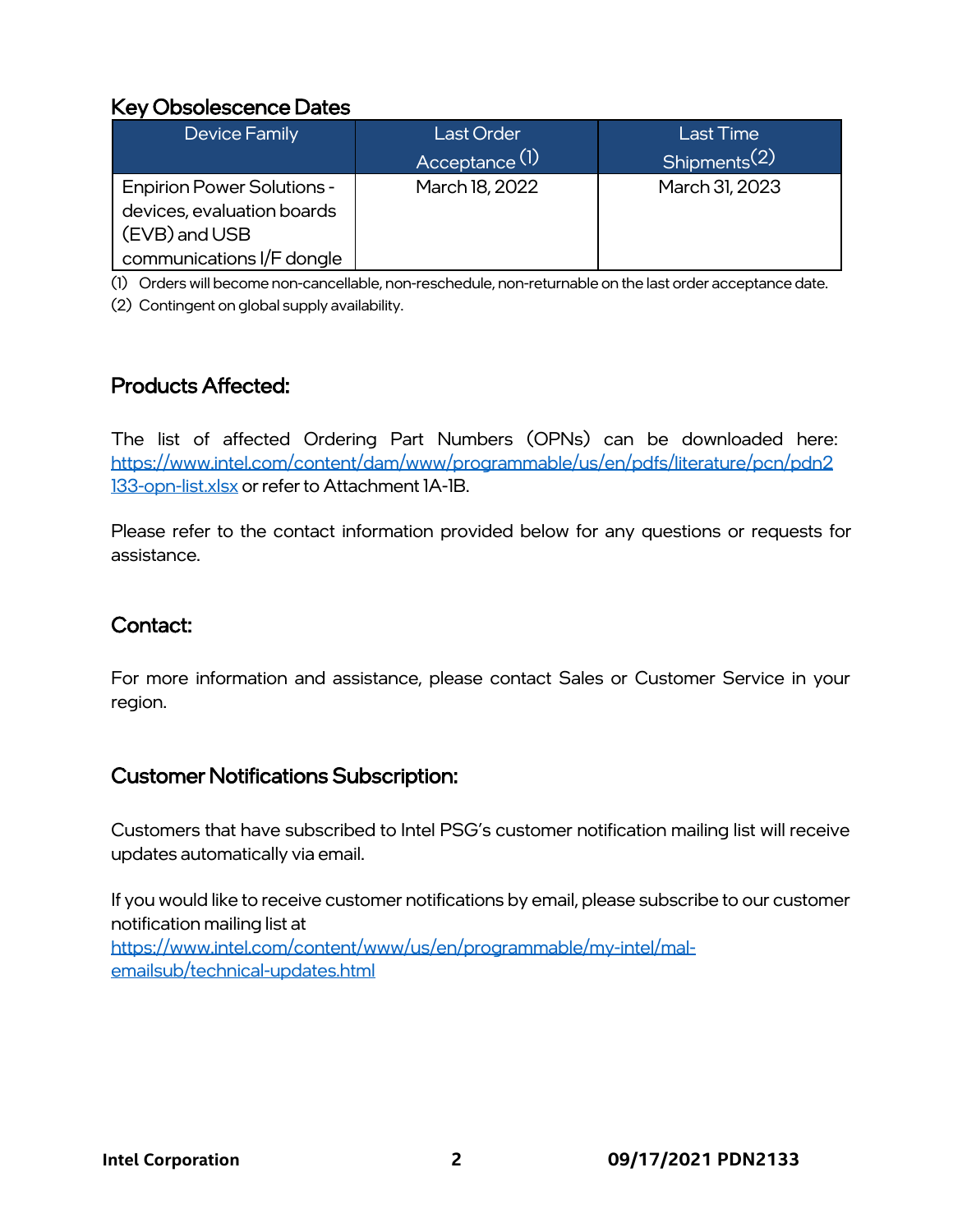## Key Obsolescence Dates

| Device Family | Last Order Acceptance (1) | Last Time Shipments (2) |
|---|---|---|
| Enpirion Power Solutions - devices, evaluation boards (EVB) and USB communications I/F dongle | March 18, 2022 | March 31, 2023 |

(1) Orders will become non-cancellable, non-reschedule, non-returnable on the last order acceptance date.

(2) Contingent on global supply availability.

## Products Affected:

The list of affected Ordering Part Numbers (OPNs) can be downloaded here: [https://www.intel.com/content/dam/www/programmable/us/en/pdfs/literature/pcn/pdn2133-opn-list.xlsx](https://www.intel.com/content/dam/www/programmable/us/en/pdfs/literature/pcn/pdn2133-opn-list.xlsx) or refer to Attachment 1A-1B.

Please refer to the contact information provided below for any questions or requests for assistance.

## Contact:

For more information and assistance, please contact Sales or Customer Service in your region.

## Customer Notifications Subscription:

Customers that have subscribed to Intel PSG's customer notification mailing list will receive updates automatically via email.

If you would like to receive customer notifications by email, please subscribe to our customer notification mailing list at [https://www.intel.com/content/www/us/en/programmable/my-intel/mal-emailsub/technical-updates.html](https://www.intel.com/content/www/us/en/programmable/my-intel/mal-emailsub/technical-updates.html)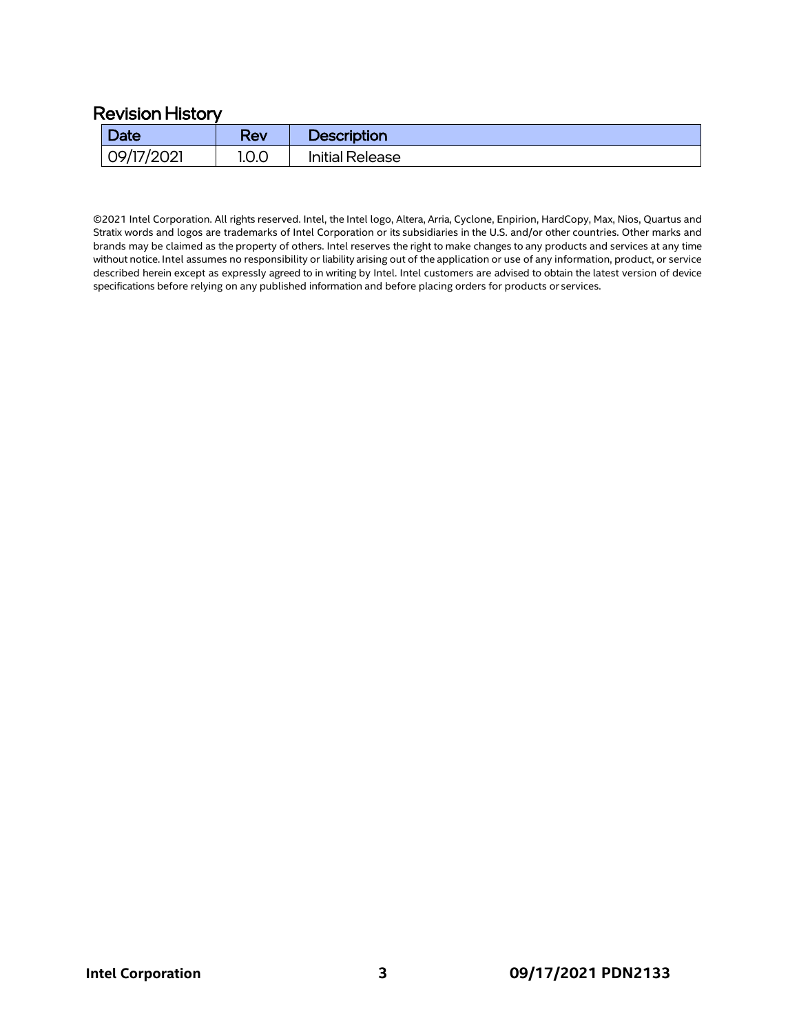## Revision History

| Date | Rev | Description |
|---|---|---|
| 09/17/2021 | 1.0.0 | Initial Release |

©2021 Intel Corporation. All rights reserved. Intel, the Intel logo, Altera, Arria, Cyclone, Enpirion, HardCopy, Max, Nios, Quartus and Stratix words and logos are trademarks of Intel Corporation or its subsidiaries in the U.S. and/or other countries. Other marks and brands may be claimed as the property of others. Intel reserves the right to make changes to any products and services at any time without notice. Intel assumes no responsibility or liability arising out of the application or use of any information, product, or service described herein except as expressly agreed to in writing by Intel. Intel customers are advised to obtain the latest version of device specifications before relying on any published information and before placing orders for products or services.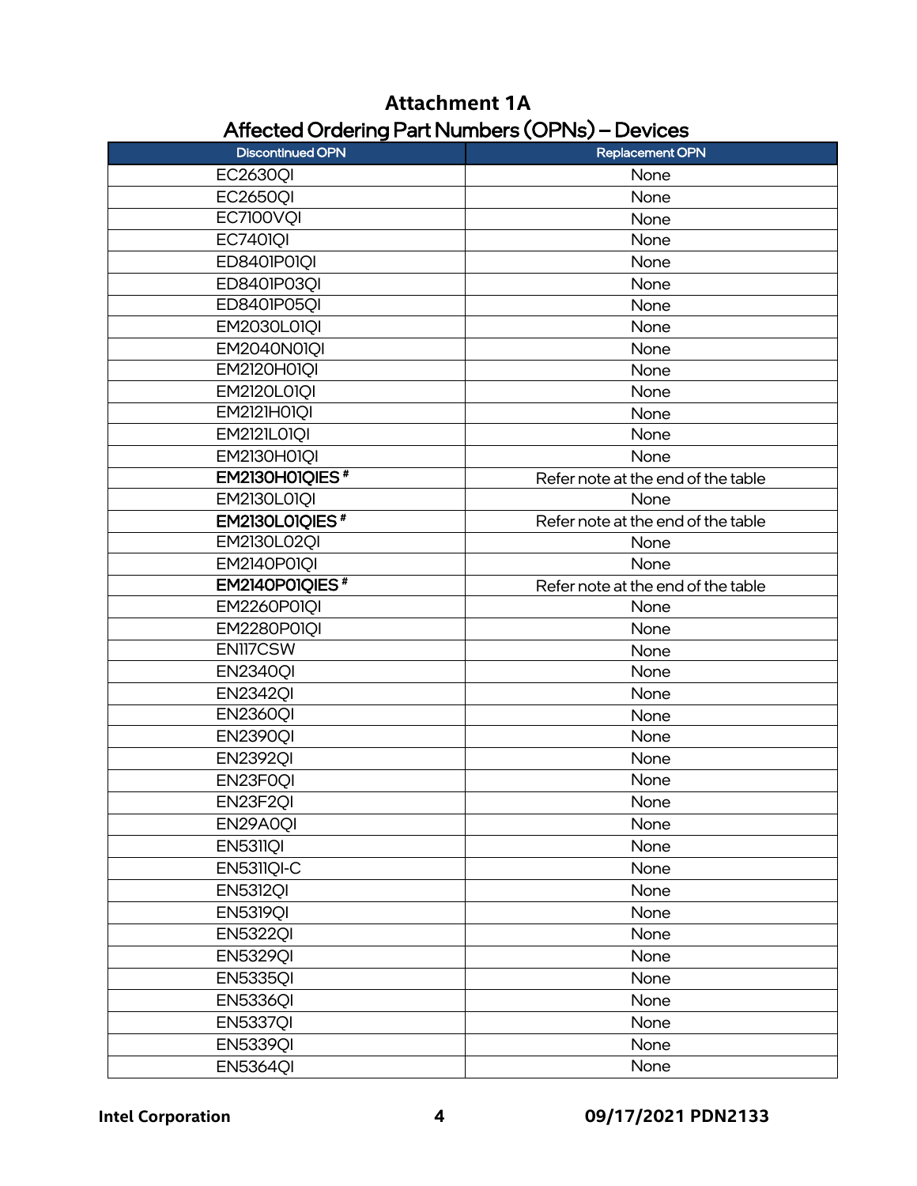## Attachment 1A

### Affected Ordering Part Numbers (OPNs) – Devices

| Discontinued OPN | Replacement OPN |
|---|---|
| EC2630QI | None |
| EC2650QI | None |
| EC7100VQI | None |
| EC7401QI | None |
| ED8401P01QI | None |
| ED8401P03QI | None |
| ED8401P05QI | None |
| EM2030L01QI | None |
| EM2040N01QI | None |
| EM2120H01QI | None |
| EM2120L01QI | None |
| EM2121H01QI | None |
| EM2121L01QI | None |
| EM2130H01QI | None |
| **EM2130H01QIES #** | Refer note at the end of the table |
| EM2130L01QI | None |
| **EM2130L01QIES #** | Refer note at the end of the table |
| EM2130L02QI | None |
| EM2140P01QI | None |
| **EM2140P01QIES #** | Refer note at the end of the table |
| EM2260P01QI | None |
| EM2280P01QI | None |
| EN117CSW | None |
| EN2340QI | None |
| EN2342QI | None |
| EN2360QI | None |
| EN2390QI | None |
| EN2392QI | None |
| EN23F0QI | None |
| EN23F2QI | None |
| EN29A0QI | None |
| EN5311QI | None |
| EN5311QI-C | None |
| EN5312QI | None |
| EN5319QI | None |
| EN5322QI | None |
| EN5329QI | None |
| EN5335QI | None |
| EN5336QI | None |
| EN5337QI | None |
| EN5339QI | None |
| EN5364QI | None |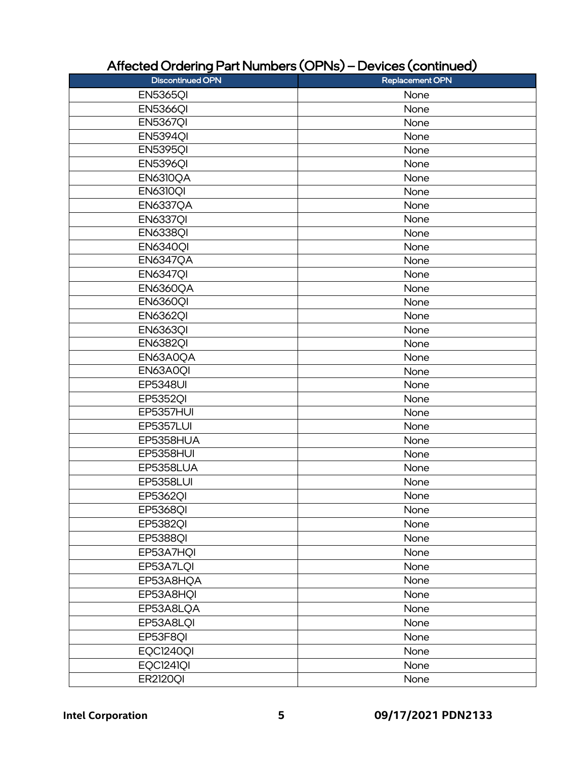## Affected Ordering Part Numbers (OPNs) – Devices (continued)

| Discontinued OPN | Replacement OPN |
|---|---|
| EN5365QI | None |
| EN5366QI | None |
| EN5367QI | None |
| EN5394QI | None |
| EN5395QI | None |
| EN5396QI | None |
| EN6310QA | None |
| EN6310QI | None |
| EN6337QA | None |
| EN6337QI | None |
| EN6338QI | None |
| EN6340QI | None |
| EN6347QA | None |
| EN6347QI | None |
| EN6360QA | None |
| EN6360QI | None |
| EN6362QI | None |
| EN6363QI | None |
| EN6382QI | None |
| EN63A0QA | None |
| EN63A0QI | None |
| EP5348UI | None |
| EP5352QI | None |
| EP5357HUI | None |
| EP5357LUI | None |
| EP5358HUA | None |
| EP5358HUI | None |
| EP5358LUA | None |
| EP5358LUI | None |
| EP5362QI | None |
| EP5368QI | None |
| EP5382QI | None |
| EP5388QI | None |
| EP53A7HQI | None |
| EP53A7LQI | None |
| EP53A8HQA | None |
| EP53A8HQI | None |
| EP53A8LQA | None |
| EP53A8LQI | None |
| EP53F8QI | None |
| EQC1240QI | None |
| EQC1241QI | None |
| ER2120QI | None |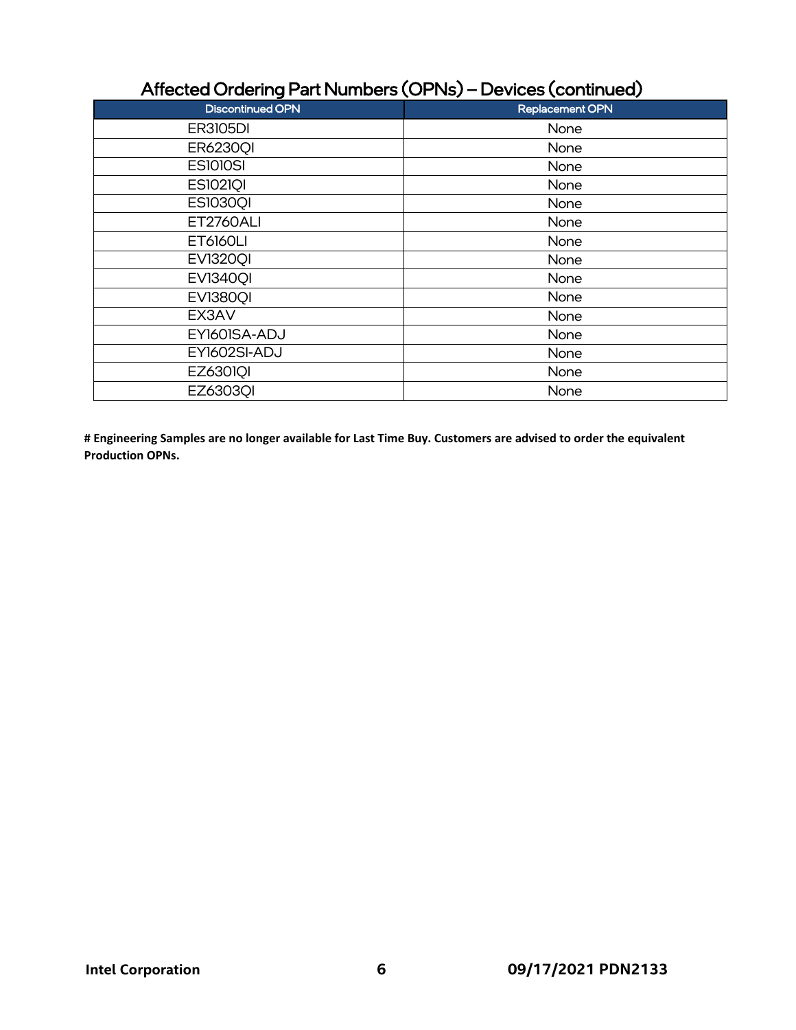## Affected Ordering Part Numbers (OPNs) – Devices (continued)

| Discontinued OPN | Replacement OPN |
|---|---|
| ER3105DI | None |
| ER6230QI | None |
| ES1010SI | None |
| ES1021QI | None |
| ES1030QI | None |
| ET2760ALI | None |
| ET6160LI | None |
| EV1320QI | None |
| EV1340QI | None |
| EV1380QI | None |
| EX3AV | None |
| EY1601SA-ADJ | None |
| EY1602SI-ADJ | None |
| EZ6301QI | None |
| EZ6303QI | None |

**# Engineering Samples are no longer available for Last Time Buy. Customers are advised to order the equivalent Production OPNs.**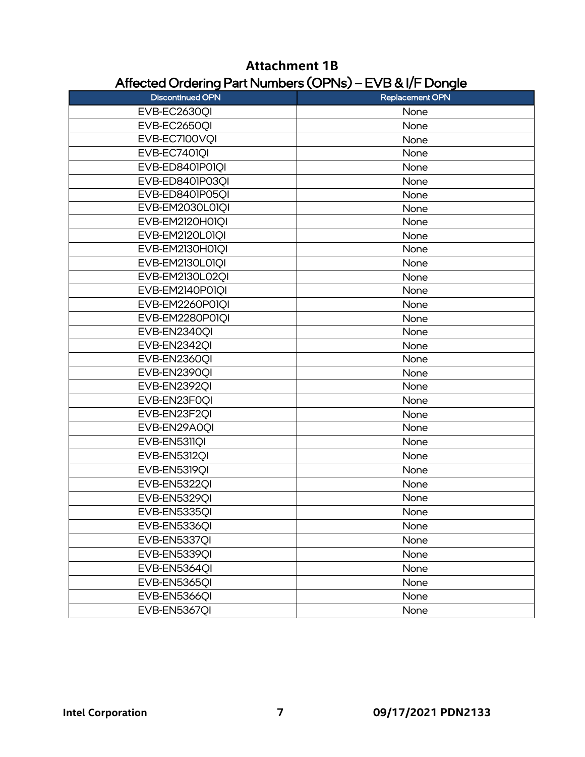## Attachment 1B

### Affected Ordering Part Numbers (OPNs) – EVB & I/F Dongle

| Discontinued OPN | Replacement OPN |
|---|---|
| EVB-EC2630QI | None |
| EVB-EC2650QI | None |
| EVB-EC7100VQI | None |
| EVB-EC7401QI | None |
| EVB-ED8401P01QI | None |
| EVB-ED8401P03QI | None |
| EVB-ED8401P05QI | None |
| EVB-EM2030L01QI | None |
| EVB-EM2120H01QI | None |
| EVB-EM2120L01QI | None |
| EVB-EM2130H01QI | None |
| EVB-EM2130L01QI | None |
| EVB-EM2130L02QI | None |
| EVB-EM2140P01QI | None |
| EVB-EM2260P01QI | None |
| EVB-EM2280P01QI | None |
| EVB-EN2340QI | None |
| EVB-EN2342QI | None |
| EVB-EN2360QI | None |
| EVB-EN2390QI | None |
| EVB-EN2392QI | None |
| EVB-EN23F0QI | None |
| EVB-EN23F2QI | None |
| EVB-EN29A0QI | None |
| EVB-EN5311QI | None |
| EVB-EN5312QI | None |
| EVB-EN5319QI | None |
| EVB-EN5322QI | None |
| EVB-EN5329QI | None |
| EVB-EN5335QI | None |
| EVB-EN5336QI | None |
| EVB-EN5337QI | None |
| EVB-EN5339QI | None |
| EVB-EN5364QI | None |
| EVB-EN5365QI | None |
| EVB-EN5366QI | None |
| EVB-EN5367QI | None |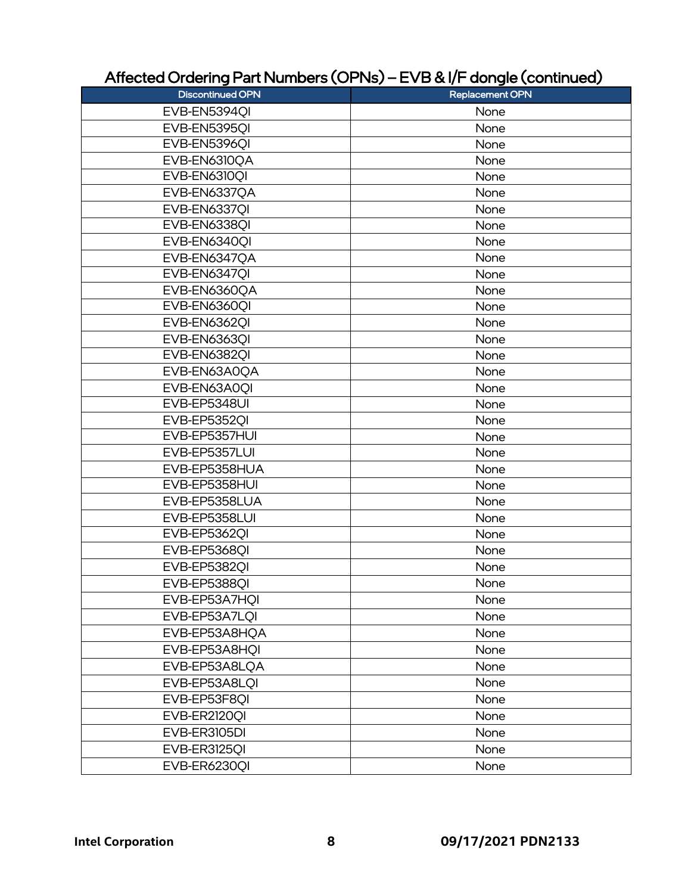## Affected Ordering Part Numbers (OPNs) – EVB & I/F dongle (continued)

| Discontinued OPN | Replacement OPN |
|---|---|
| EVB-EN5394QI | None |
| EVB-EN5395QI | None |
| EVB-EN5396QI | None |
| EVB-EN6310QA | None |
| EVB-EN6310QI | None |
| EVB-EN6337QA | None |
| EVB-EN6337QI | None |
| EVB-EN6338QI | None |
| EVB-EN6340QI | None |
| EVB-EN6347QA | None |
| EVB-EN6347QI | None |
| EVB-EN6360QA | None |
| EVB-EN6360QI | None |
| EVB-EN6362QI | None |
| EVB-EN6363QI | None |
| EVB-EN6382QI | None |
| EVB-EN63A0QA | None |
| EVB-EN63A0QI | None |
| EVB-EP5348UI | None |
| EVB-EP5352QI | None |
| EVB-EP5357HUI | None |
| EVB-EP5357LUI | None |
| EVB-EP5358HUA | None |
| EVB-EP5358HUI | None |
| EVB-EP5358LUA | None |
| EVB-EP5358LUI | None |
| EVB-EP5362QI | None |
| EVB-EP5368QI | None |
| EVB-EP5382QI | None |
| EVB-EP5388QI | None |
| EVB-EP53A7HQI | None |
| EVB-EP53A7LQI | None |
| EVB-EP53A8HQA | None |
| EVB-EP53A8HQI | None |
| EVB-EP53A8LQA | None |
| EVB-EP53A8LQI | None |
| EVB-EP53F8QI | None |
| EVB-ER2120QI | None |
| EVB-ER3105DI | None |
| EVB-ER3125QI | None |
| EVB-ER6230QI | None |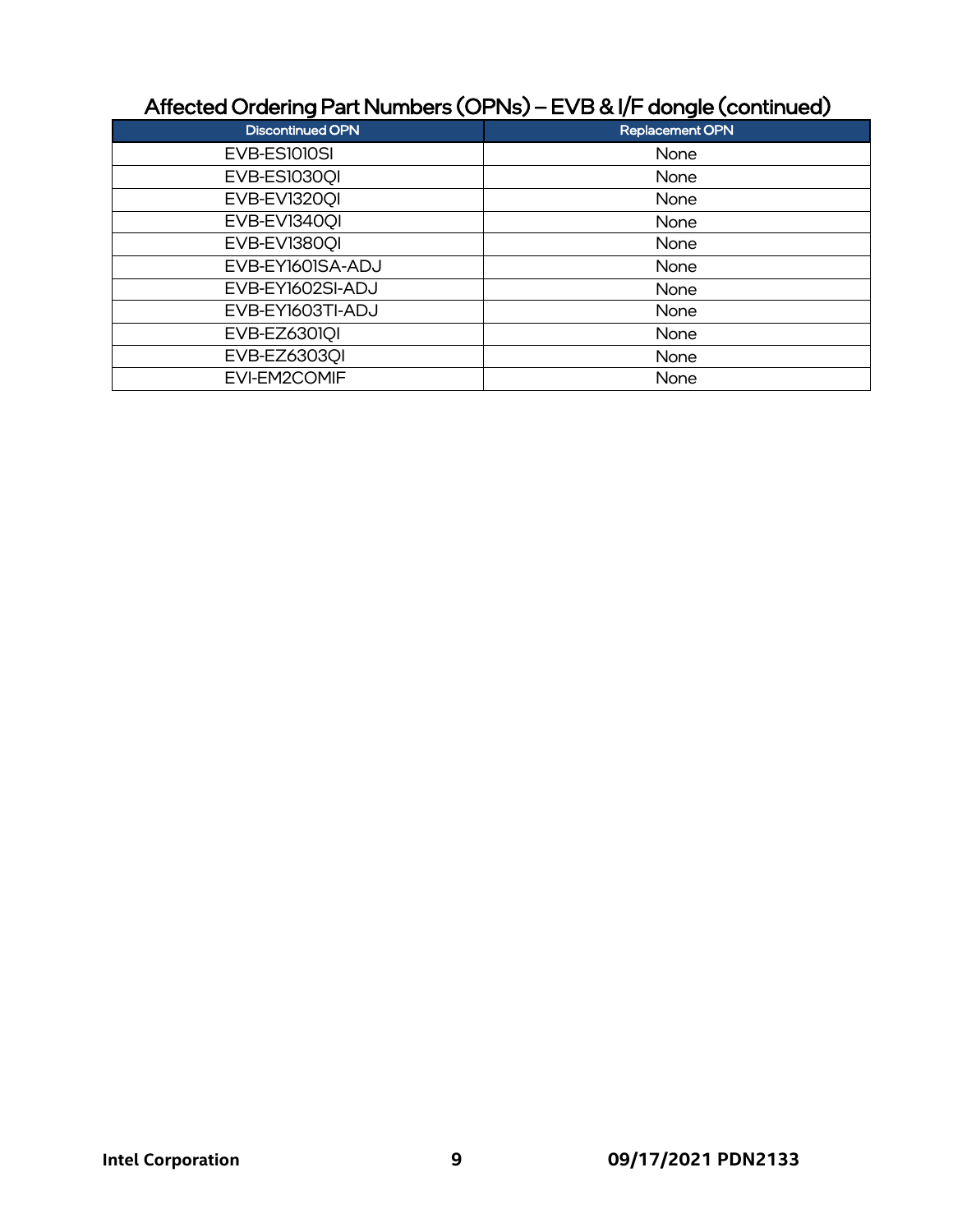## Affected Ordering Part Numbers (OPNs) – EVB & I/F dongle (continued)

| Discontinued OPN | Replacement OPN |
|---|---|
| EVB-ES1010SI | None |
| EVB-ES1030QI | None |
| EVB-EV1320QI | None |
| EVB-EV1340QI | None |
| EVB-EV1380QI | None |
| EVB-EY1601SA-ADJ | None |
| EVB-EY1602SI-ADJ | None |
| EVB-EY1603TI-ADJ | None |
| EVB-EZ6301QI | None |
| EVB-EZ6303QI | None |
| EVI-EM2COMIF | None |